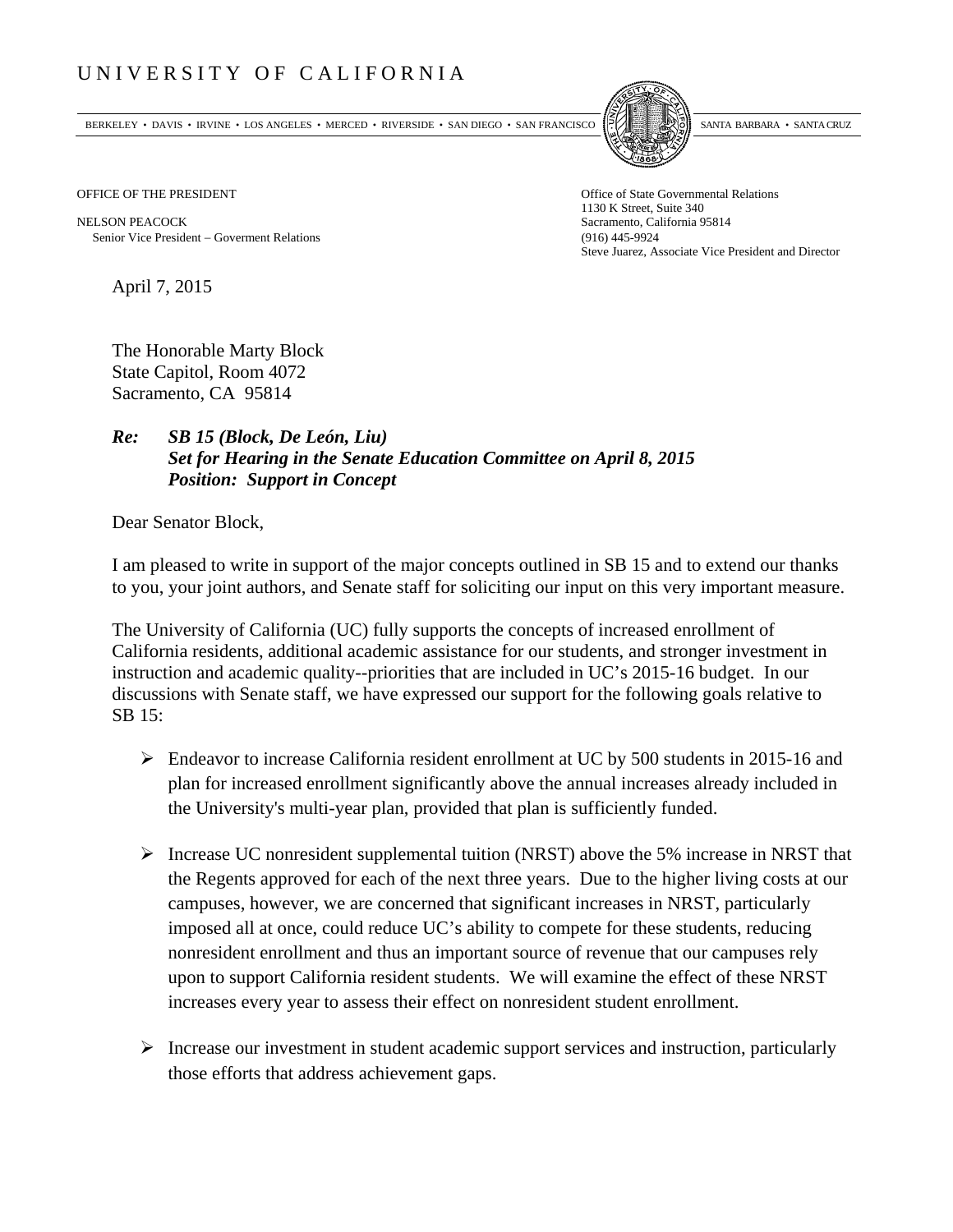# UNIVERSITY OF CALIFORNIA

BERKELEY • DAVIS • IRVINE • LOS ANGELES • MERCED • RIVERSIDE • SAN DIEGO • SAN FRANCISCO SANTA BARBARA • SANTA CRUZ

OFFICE OF THE PRESIDENT

NELSON PEACOCK
Senior Vice President – Goverment Relations

Office of State Governmental Relations
1130 K Street, Suite 340
Sacramento, California 95814
(916) 445-9924
Steve Juarez, Associate Vice President and Director

April 7, 2015

The Honorable Marty Block
State Capitol, Room 4072
Sacramento, CA 95814

***Re: SB 15 (Block, De León, Liu)***
***Set for Hearing in the Senate Education Committee on April 8, 2015***
***Position: Support in Concept***

Dear Senator Block,

I am pleased to write in support of the major concepts outlined in SB 15 and to extend our thanks to you, your joint authors, and Senate staff for soliciting our input on this very important measure.

The University of California (UC) fully supports the concepts of increased enrollment of California residents, additional academic assistance for our students, and stronger investment in instruction and academic quality--priorities that are included in UC's 2015-16 budget. In our discussions with Senate staff, we have expressed our support for the following goals relative to SB 15:

- Endeavor to increase California resident enrollment at UC by 500 students in 2015-16 and plan for increased enrollment significantly above the annual increases already included in the University's multi-year plan, provided that plan is sufficiently funded.

- Increase UC nonresident supplemental tuition (NRST) above the 5% increase in NRST that the Regents approved for each of the next three years. Due to the higher living costs at our campuses, however, we are concerned that significant increases in NRST, particularly imposed all at once, could reduce UC's ability to compete for these students, reducing nonresident enrollment and thus an important source of revenue that our campuses rely upon to support California resident students. We will examine the effect of these NRST increases every year to assess their effect on nonresident student enrollment.

- Increase our investment in student academic support services and instruction, particularly those efforts that address achievement gaps.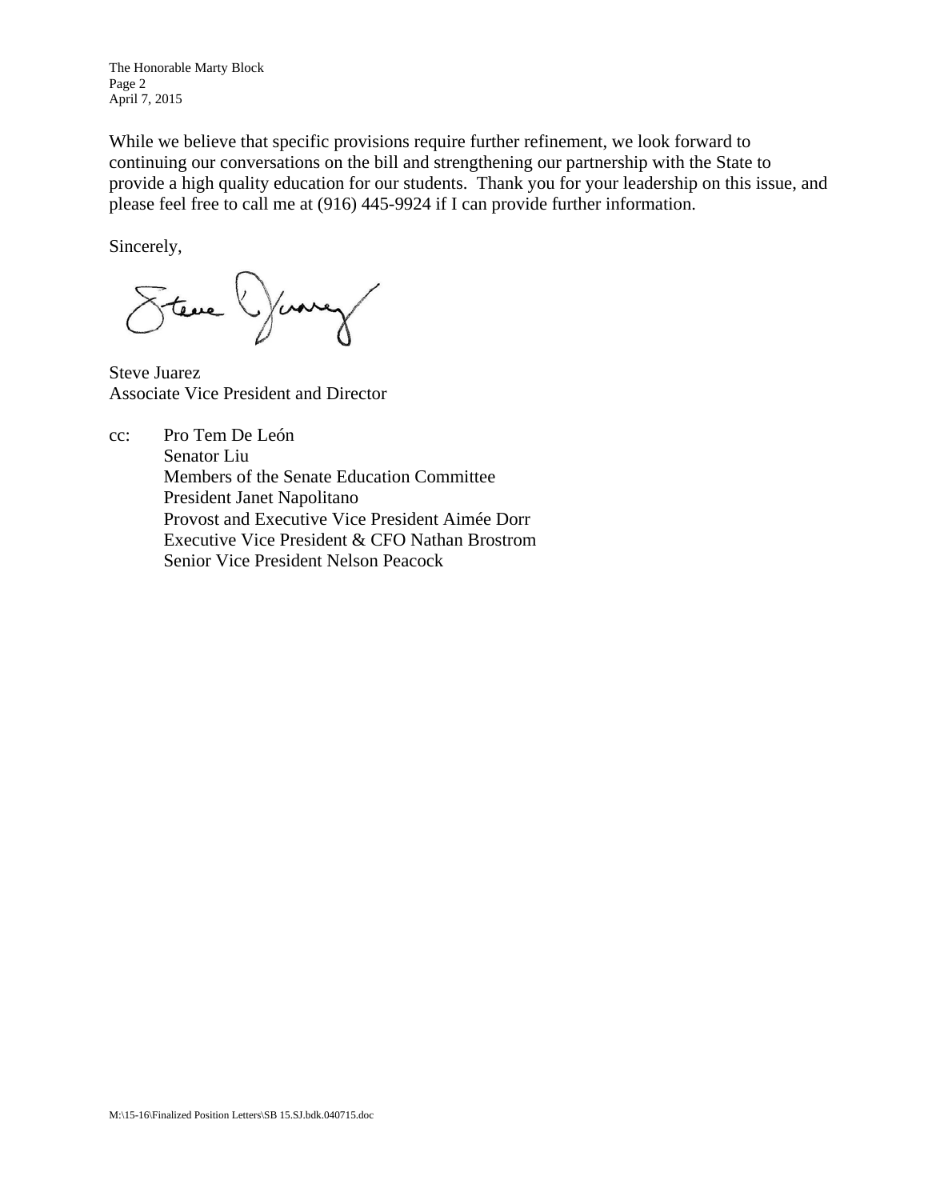While we believe that specific provisions require further refinement, we look forward to continuing our conversations on the bill and strengthening our partnership with the State to provide a high quality education for our students. Thank you for your leadership on this issue, and please feel free to call me at (916) 445-9924 if I can provide further information.

Sincerely,

Steve Juarez
Associate Vice President and Director

cc: Pro Tem De León
Senator Liu
Members of the Senate Education Committee
President Janet Napolitano
Provost and Executive Vice President Aimée Dorr
Executive Vice President & CFO Nathan Brostrom
Senior Vice President Nelson Peacock

M:\15-16\Finalized Position Letters\SB 15.SJ.bdk.040715.doc